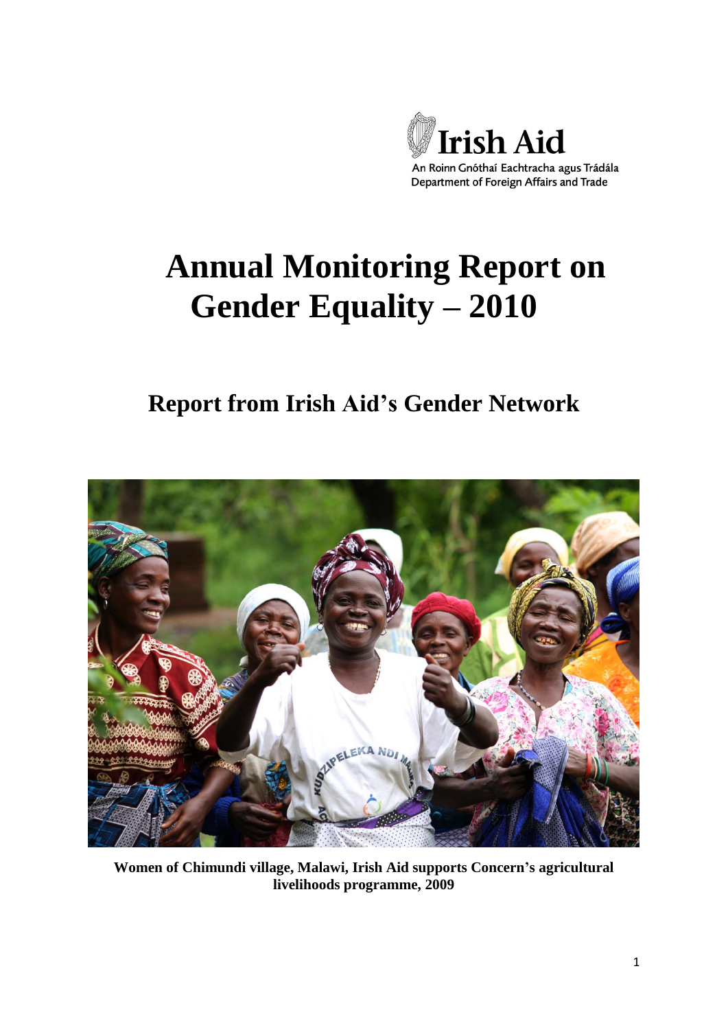Irish Aid

An Roinn Gnóthaí Eachtracha agus Trádála
Department of Foreign Affairs and Trade

# Annual Monitoring Report on Gender Equality – 2010

## Report from Irish Aid's Gender Network

**Women of Chimundi village, Malawi, Irish Aid supports Concern's agricultural livelihoods programme, 2009**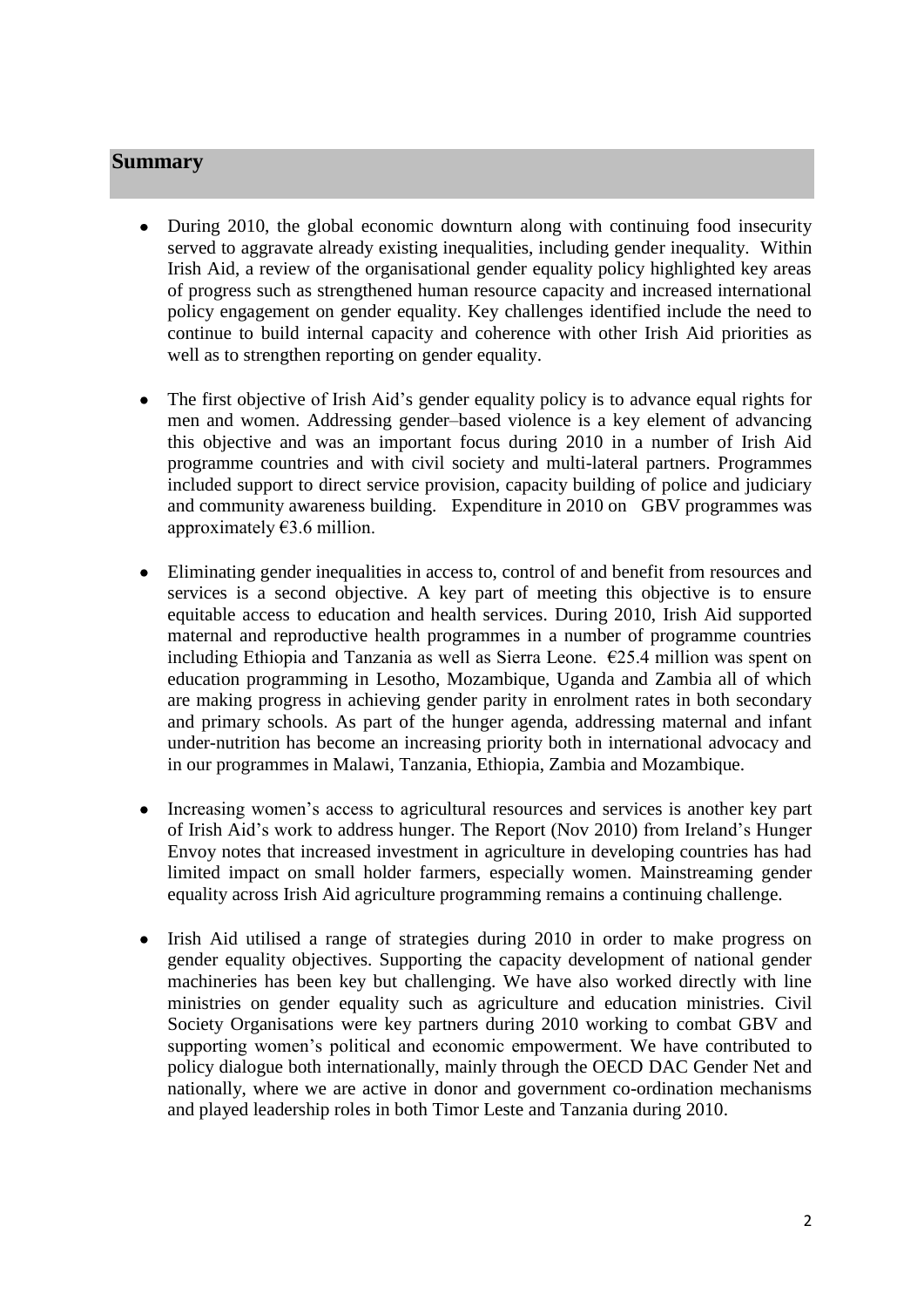## Summary

- During 2010, the global economic downturn along with continuing food insecurity served to aggravate already existing inequalities, including gender inequality. Within Irish Aid, a review of the organisational gender equality policy highlighted key areas of progress such as strengthened human resource capacity and increased international policy engagement on gender equality. Key challenges identified include the need to continue to build internal capacity and coherence with other Irish Aid priorities as well as to strengthen reporting on gender equality.

- The first objective of Irish Aid's gender equality policy is to advance equal rights for men and women. Addressing gender–based violence is a key element of advancing this objective and was an important focus during 2010 in a number of Irish Aid programme countries and with civil society and multi-lateral partners. Programmes included support to direct service provision, capacity building of police and judiciary and community awareness building. Expenditure in 2010 on GBV programmes was approximately €3.6 million.

- Eliminating gender inequalities in access to, control of and benefit from resources and services is a second objective. A key part of meeting this objective is to ensure equitable access to education and health services. During 2010, Irish Aid supported maternal and reproductive health programmes in a number of programme countries including Ethiopia and Tanzania as well as Sierra Leone. €25.4 million was spent on education programming in Lesotho, Mozambique, Uganda and Zambia all of which are making progress in achieving gender parity in enrolment rates in both secondary and primary schools. As part of the hunger agenda, addressing maternal and infant under-nutrition has become an increasing priority both in international advocacy and in our programmes in Malawi, Tanzania, Ethiopia, Zambia and Mozambique.

- Increasing women's access to agricultural resources and services is another key part of Irish Aid's work to address hunger. The Report (Nov 2010) from Ireland's Hunger Envoy notes that increased investment in agriculture in developing countries has had limited impact on small holder farmers, especially women. Mainstreaming gender equality across Irish Aid agriculture programming remains a continuing challenge.

- Irish Aid utilised a range of strategies during 2010 in order to make progress on gender equality objectives. Supporting the capacity development of national gender machineries has been key but challenging. We have also worked directly with line ministries on gender equality such as agriculture and education ministries. Civil Society Organisations were key partners during 2010 working to combat GBV and supporting women's political and economic empowerment. We have contributed to policy dialogue both internationally, mainly through the OECD DAC Gender Net and nationally, where we are active in donor and government co-ordination mechanisms and played leadership roles in both Timor Leste and Tanzania during 2010.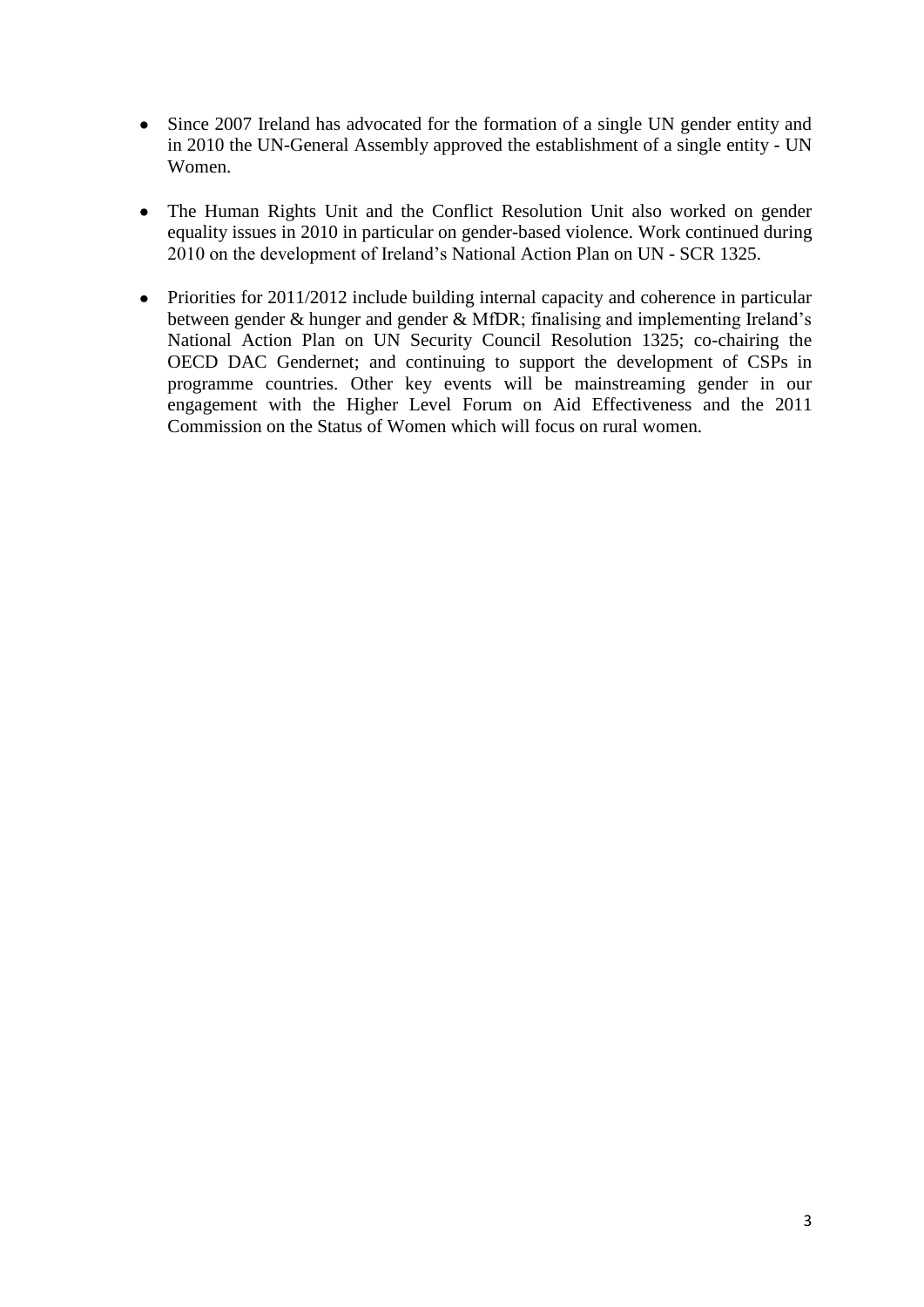- Since 2007 Ireland has advocated for the formation of a single UN gender entity and in 2010 the UN-General Assembly approved the establishment of a single entity - UN Women.

- The Human Rights Unit and the Conflict Resolution Unit also worked on gender equality issues in 2010 in particular on gender-based violence. Work continued during 2010 on the development of Ireland's National Action Plan on UN - SCR 1325.

- Priorities for 2011/2012 include building internal capacity and coherence in particular between gender & hunger and gender & MfDR; finalising and implementing Ireland's National Action Plan on UN Security Council Resolution 1325; co-chairing the OECD DAC Gendernet; and continuing to support the development of CSPs in programme countries. Other key events will be mainstreaming gender in our engagement with the Higher Level Forum on Aid Effectiveness and the 2011 Commission on the Status of Women which will focus on rural women.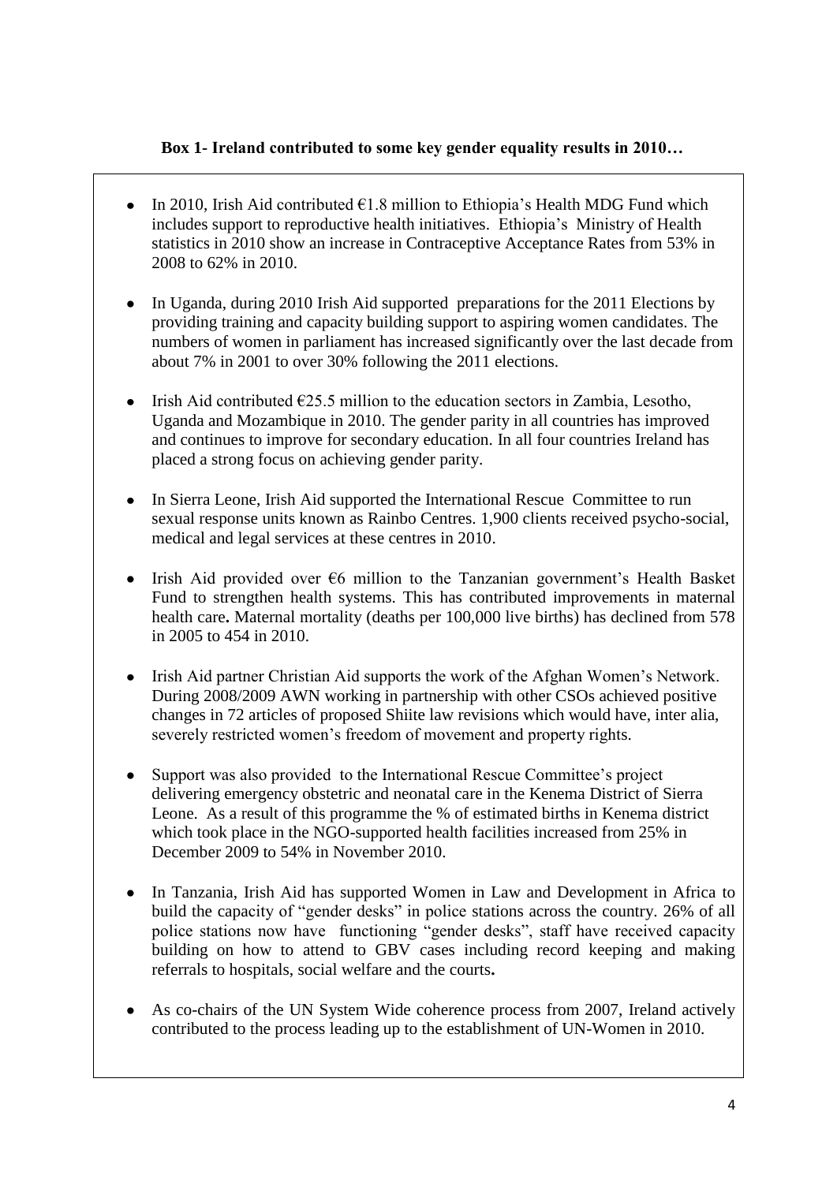**Box 1- Ireland contributed to some key gender equality results in 2010…**

- In 2010, Irish Aid contributed €1.8 million to Ethiopia's Health MDG Fund which includes support to reproductive health initiatives. Ethiopia's Ministry of Health statistics in 2010 show an increase in Contraceptive Acceptance Rates from 53% in 2008 to 62% in 2010.

- In Uganda, during 2010 Irish Aid supported preparations for the 2011 Elections by providing training and capacity building support to aspiring women candidates. The numbers of women in parliament has increased significantly over the last decade from about 7% in 2001 to over 30% following the 2011 elections.

- Irish Aid contributed €25.5 million to the education sectors in Zambia, Lesotho, Uganda and Mozambique in 2010. The gender parity in all countries has improved and continues to improve for secondary education. In all four countries Ireland has placed a strong focus on achieving gender parity.

- In Sierra Leone, Irish Aid supported the International Rescue Committee to run sexual response units known as Rainbo Centres. 1,900 clients received psycho-social, medical and legal services at these centres in 2010.

- Irish Aid provided over €6 million to the Tanzanian government's Health Basket Fund to strengthen health systems. This has contributed improvements in maternal health care**.** Maternal mortality (deaths per 100,000 live births) has declined from 578 in 2005 to 454 in 2010.

- Irish Aid partner Christian Aid supports the work of the Afghan Women's Network. During 2008/2009 AWN working in partnership with other CSOs achieved positive changes in 72 articles of proposed Shiite law revisions which would have, inter alia, severely restricted women's freedom of movement and property rights.

- Support was also provided to the International Rescue Committee's project delivering emergency obstetric and neonatal care in the Kenema District of Sierra Leone. As a result of this programme the % of estimated births in Kenema district which took place in the NGO-supported health facilities increased from 25% in December 2009 to 54% in November 2010.

- In Tanzania, Irish Aid has supported Women in Law and Development in Africa to build the capacity of "gender desks" in police stations across the country. 26% of all police stations now have functioning "gender desks", staff have received capacity building on how to attend to GBV cases including record keeping and making referrals to hospitals, social welfare and the courts**.**

- As co-chairs of the UN System Wide coherence process from 2007, Ireland actively contributed to the process leading up to the establishment of UN-Women in 2010.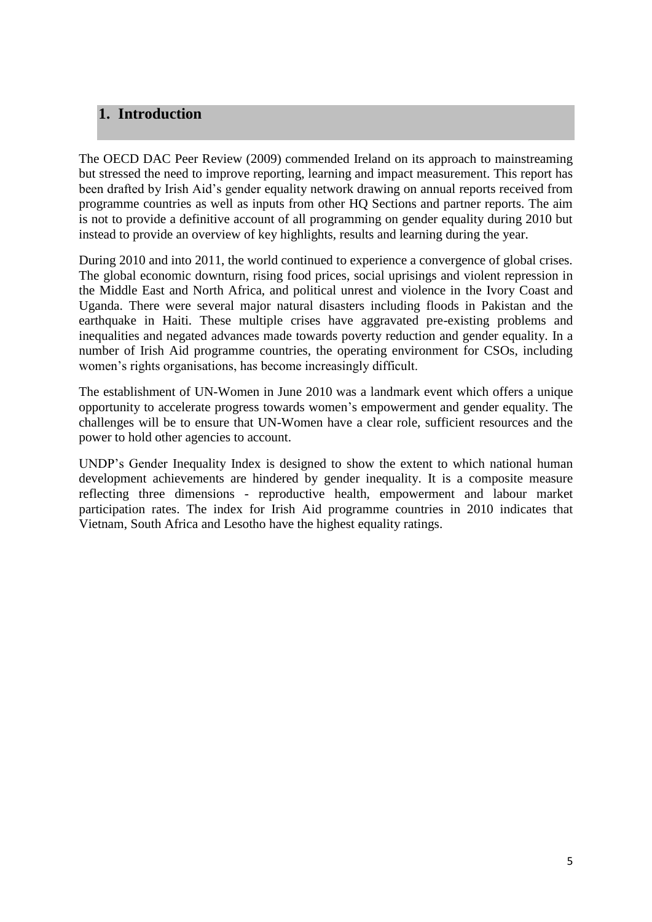# 1. Introduction

The OECD DAC Peer Review (2009) commended Ireland on its approach to mainstreaming but stressed the need to improve reporting, learning and impact measurement. This report has been drafted by Irish Aid's gender equality network drawing on annual reports received from programme countries as well as inputs from other HQ Sections and partner reports. The aim is not to provide a definitive account of all programming on gender equality during 2010 but instead to provide an overview of key highlights, results and learning during the year.

During 2010 and into 2011, the world continued to experience a convergence of global crises. The global economic downturn, rising food prices, social uprisings and violent repression in the Middle East and North Africa, and political unrest and violence in the Ivory Coast and Uganda. There were several major natural disasters including floods in Pakistan and the earthquake in Haiti. These multiple crises have aggravated pre-existing problems and inequalities and negated advances made towards poverty reduction and gender equality. In a number of Irish Aid programme countries, the operating environment for CSOs, including women's rights organisations, has become increasingly difficult.

The establishment of UN-Women in June 2010 was a landmark event which offers a unique opportunity to accelerate progress towards women's empowerment and gender equality. The challenges will be to ensure that UN-Women have a clear role, sufficient resources and the power to hold other agencies to account.

UNDP's Gender Inequality Index is designed to show the extent to which national human development achievements are hindered by gender inequality. It is a composite measure reflecting three dimensions - reproductive health, empowerment and labour market participation rates. The index for Irish Aid programme countries in 2010 indicates that Vietnam, South Africa and Lesotho have the highest equality ratings.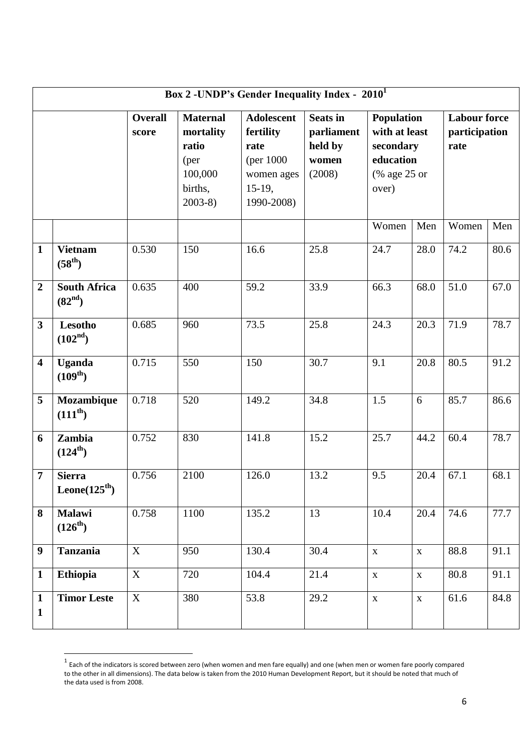| Box 2 -UNDP's Gender Inequality Index - 2010[1] | | | | | | | | | | |
|---|---|---|---|---|---|---|---|---|---|---|
| | | **Overall score** | **Maternal mortality ratio** (per 100,000 births, 2003-8) | **Adolescent fertility rate** (per 1000 women ages 15-19, 1990-2008) | **Seats in parliament held by women** (2008) | **Population with at least secondary education** (% age 25 or over) | | **Labour force participation rate** | |
| | | | | | | Women | Men | Women | Men |
| **1** | **Vietnam (58th)** | 0.530 | 150 | 16.6 | 25.8 | 24.7 | 28.0 | 74.2 | 80.6 |
| **2** | **South Africa (82nd)** | 0.635 | 400 | 59.2 | 33.9 | 66.3 | 68.0 | 51.0 | 67.0 |
| **3** | **Lesotho (102nd)** | 0.685 | 960 | 73.5 | 25.8 | 24.3 | 20.3 | 71.9 | 78.7 |
| **4** | **Uganda (109th)** | 0.715 | 550 | 150 | 30.7 | 9.1 | 20.8 | 80.5 | 91.2 |
| **5** | **Mozambique (111th)** | 0.718 | 520 | 149.2 | 34.8 | 1.5 | 6 | 85.7 | 86.6 |
| **6** | **Zambia (124th)** | 0.752 | 830 | 141.8 | 15.2 | 25.7 | 44.2 | 60.4 | 78.7 |
| **7** | **Sierra Leone(125th)** | 0.756 | 2100 | 126.0 | 13.2 | 9.5 | 20.4 | 67.1 | 68.1 |
| **8** | **Malawi (126th)** | 0.758 | 1100 | 135.2 | 13 | 10.4 | 20.4 | 74.6 | 77.7 |
| **9** | **Tanzania** | X | 950 | 130.4 | 30.4 | x | x | 88.8 | 91.1 |
| **1** | **Ethiopia** | X | 720 | 104.4 | 21.4 | x | x | 80.8 | 91.1 |
| **11** | **Timor Leste** | X | 380 | 53.8 | 29.2 | x | x | 61.6 | 84.8 |

[1] Each of the indicators is scored between zero (when women and men fare equally) and one (when men or women fare poorly compared to the other in all dimensions). The data below is taken from the 2010 Human Development Report, but it should be noted that much of the data used is from 2008.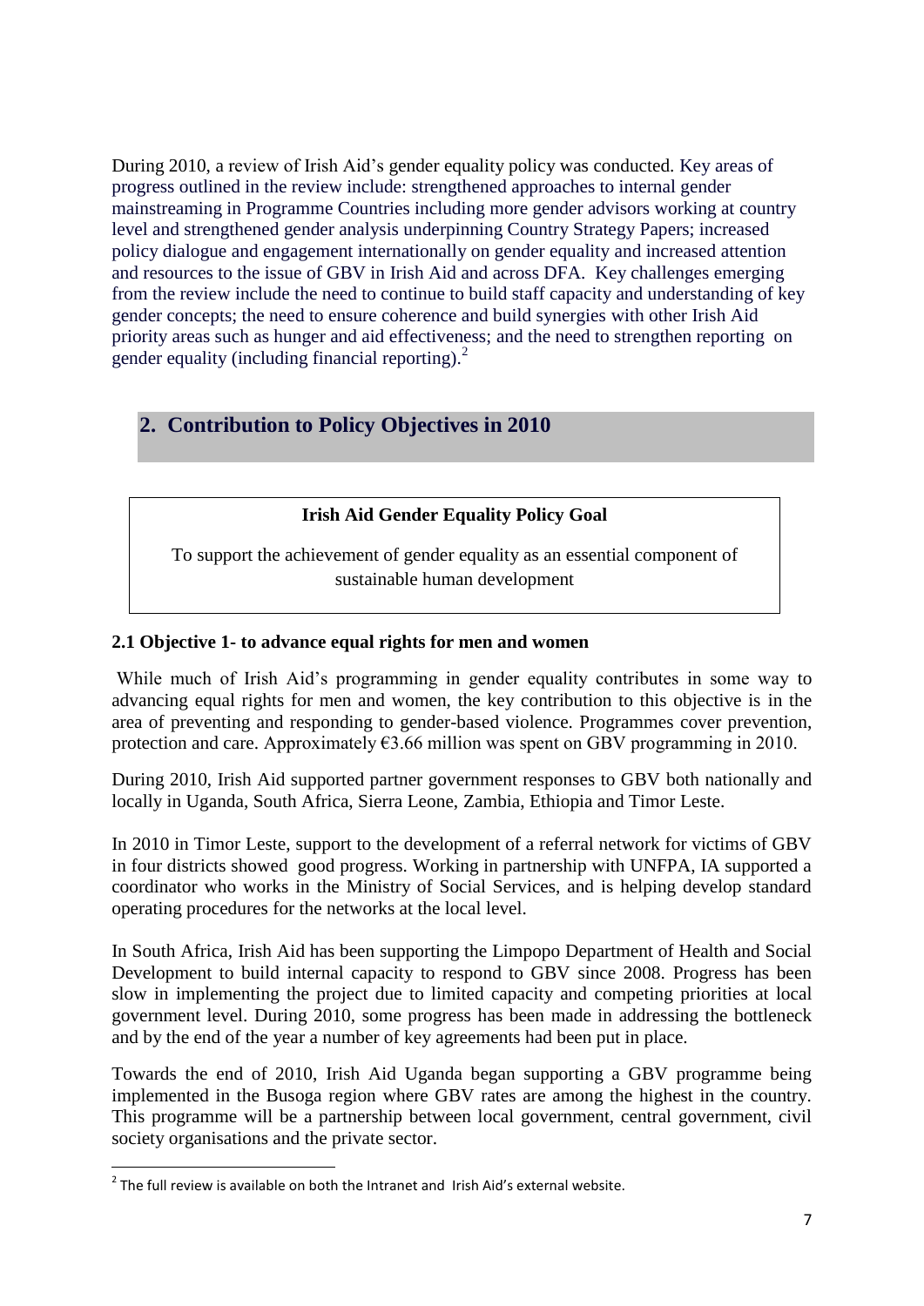During 2010, a review of Irish Aid's gender equality policy was conducted. Key areas of progress outlined in the review include: strengthened approaches to internal gender mainstreaming in Programme Countries including more gender advisors working at country level and strengthened gender analysis underpinning Country Strategy Papers; increased policy dialogue and engagement internationally on gender equality and increased attention and resources to the issue of GBV in Irish Aid and across DFA. Key challenges emerging from the review include the need to continue to build staff capacity and understanding of key gender concepts; the need to ensure coherence and build synergies with other Irish Aid priority areas such as hunger and aid effectiveness; and the need to strengthen reporting on gender equality (including financial reporting).[2]

## 2. Contribution to Policy Objectives in 2010

**Irish Aid Gender Equality Policy Goal**

To support the achievement of gender equality as an essential component of sustainable human development

### 2.1 Objective 1- to advance equal rights for men and women

While much of Irish Aid's programming in gender equality contributes in some way to advancing equal rights for men and women, the key contribution to this objective is in the area of preventing and responding to gender-based violence. Programmes cover prevention, protection and care. Approximately €3.66 million was spent on GBV programming in 2010.

During 2010, Irish Aid supported partner government responses to GBV both nationally and locally in Uganda, South Africa, Sierra Leone, Zambia, Ethiopia and Timor Leste.

In 2010 in Timor Leste, support to the development of a referral network for victims of GBV in four districts showed good progress. Working in partnership with UNFPA, IA supported a coordinator who works in the Ministry of Social Services, and is helping develop standard operating procedures for the networks at the local level.

In South Africa, Irish Aid has been supporting the Limpopo Department of Health and Social Development to build internal capacity to respond to GBV since 2008. Progress has been slow in implementing the project due to limited capacity and competing priorities at local government level. During 2010, some progress has been made in addressing the bottleneck and by the end of the year a number of key agreements had been put in place.

Towards the end of 2010, Irish Aid Uganda began supporting a GBV programme being implemented in the Busoga region where GBV rates are among the highest in the country. This programme will be a partnership between local government, central government, civil society organisations and the private sector.

[2] The full review is available on both the Intranet and Irish Aid's external website.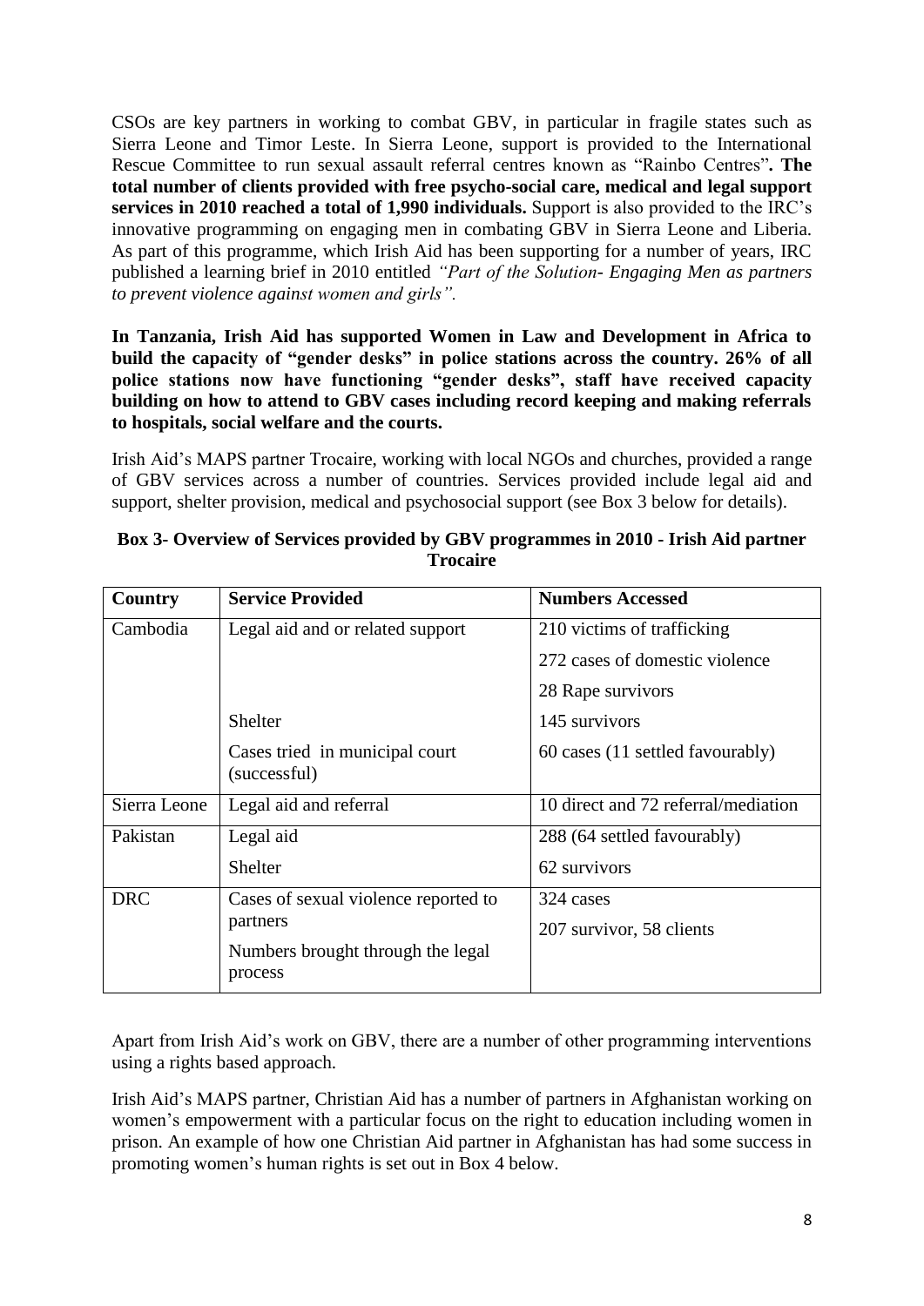CSOs are key partners in working to combat GBV, in particular in fragile states such as Sierra Leone and Timor Leste. In Sierra Leone, support is provided to the International Rescue Committee to run sexual assault referral centres known as "Rainbo Centres"**. The total number of clients provided with free psycho-social care, medical and legal support services in 2010 reached a total of 1,990 individuals.** Support is also provided to the IRC's innovative programming on engaging men in combating GBV in Sierra Leone and Liberia. As part of this programme, which Irish Aid has been supporting for a number of years, IRC published a learning brief in 2010 entitled *"Part of the Solution- Engaging Men as partners to prevent violence against women and girls".*

**In Tanzania, Irish Aid has supported Women in Law and Development in Africa to build the capacity of "gender desks" in police stations across the country. 26% of all police stations now have functioning "gender desks", staff have received capacity building on how to attend to GBV cases including record keeping and making referrals to hospitals, social welfare and the courts.**

Irish Aid's MAPS partner Trocaire, working with local NGOs and churches, provided a range of GBV services across a number of countries. Services provided include legal aid and support, shelter provision, medical and psychosocial support (see Box 3 below for details).

**Box 3- Overview of Services provided by GBV programmes in 2010 - Irish Aid partner Trocaire**

| Country | Service Provided | Numbers Accessed |
|---|---|---|
| Cambodia | Legal aid and or related support | 210 victims of trafficking<br>272 cases of domestic violence<br>28 Rape survivors |
| | Shelter | 145 survivors |
| | Cases tried in municipal court (successful) | 60 cases (11 settled favourably) |
| Sierra Leone | Legal aid and referral | 10 direct and 72 referral/mediation |
| Pakistan | Legal aid | 288 (64 settled favourably) |
| | Shelter | 62 survivors |
| DRC | Cases of sexual violence reported to partners | 324 cases |
| | Numbers brought through the legal process | 207 survivor, 58 clients |

Apart from Irish Aid's work on GBV, there are a number of other programming interventions using a rights based approach.

Irish Aid's MAPS partner, Christian Aid has a number of partners in Afghanistan working on women's empowerment with a particular focus on the right to education including women in prison. An example of how one Christian Aid partner in Afghanistan has had some success in promoting women's human rights is set out in Box 4 below.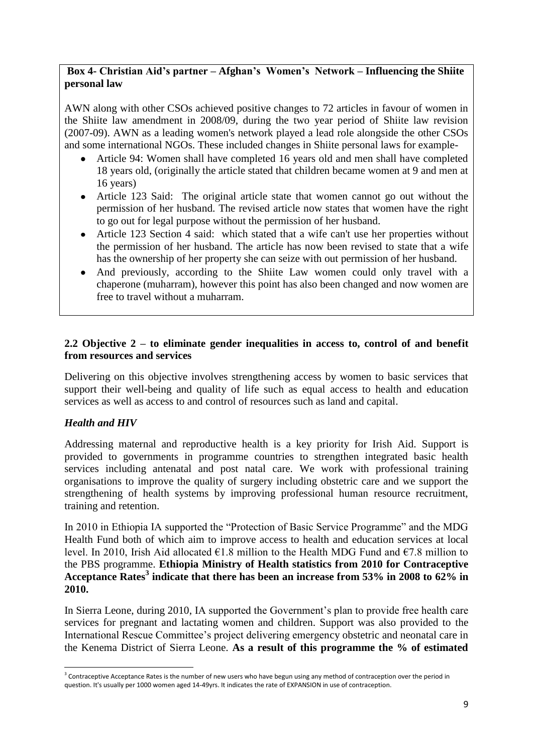**Box 4- Christian Aid's partner – Afghan's Women's Network – Influencing the Shiite personal law**

AWN along with other CSOs achieved positive changes to 72 articles in favour of women in the Shiite law amendment in 2008/09, during the two year period of Shiite law revision (2007-09). AWN as a leading women's network played a lead role alongside the other CSOs and some international NGOs. These included changes in Shiite personal laws for example-

- Article 94: Women shall have completed 16 years old and men shall have completed 18 years old, (originally the article stated that children became women at 9 and men at 16 years)
- Article 123 Said: The original article state that women cannot go out without the permission of her husband. The revised article now states that women have the right to go out for legal purpose without the permission of her husband.
- Article 123 Section 4 said: which stated that a wife can't use her properties without the permission of her husband. The article has now been revised to state that a wife has the ownership of her property she can seize with out permission of her husband.
- And previously, according to the Shiite Law women could only travel with a chaperone (muharram), however this point has also been changed and now women are free to travel without a muharram.

### 2.2 Objective 2 – to eliminate gender inequalities in access to, control of and benefit from resources and services

Delivering on this objective involves strengthening access by women to basic services that support their well-being and quality of life such as equal access to health and education services as well as access to and control of resources such as land and capital.

#### *Health and HIV*

Addressing maternal and reproductive health is a key priority for Irish Aid. Support is provided to governments in programme countries to strengthen integrated basic health services including antenatal and post natal care. We work with professional training organisations to improve the quality of surgery including obstetric care and we support the strengthening of health systems by improving professional human resource recruitment, training and retention.

In 2010 in Ethiopia IA supported the "Protection of Basic Service Programme" and the MDG Health Fund both of which aim to improve access to health and education services at local level. In 2010, Irish Aid allocated €1.8 million to the Health MDG Fund and €7.8 million to the PBS programme. **Ethiopia Ministry of Health statistics from 2010 for Contraceptive Acceptance Rates[3] indicate that there has been an increase from 53% in 2008 to 62% in 2010.**

In Sierra Leone, during 2010, IA supported the Government's plan to provide free health care services for pregnant and lactating women and children. Support was also provided to the International Rescue Committee's project delivering emergency obstetric and neonatal care in the Kenema District of Sierra Leone. **As a result of this programme the % of estimated**

[3] Contraceptive Acceptance Rates is the number of new users who have begun using any method of contraception over the period in question. It's usually per 1000 women aged 14-49yrs. It indicates the rate of EXPANSION in use of contraception.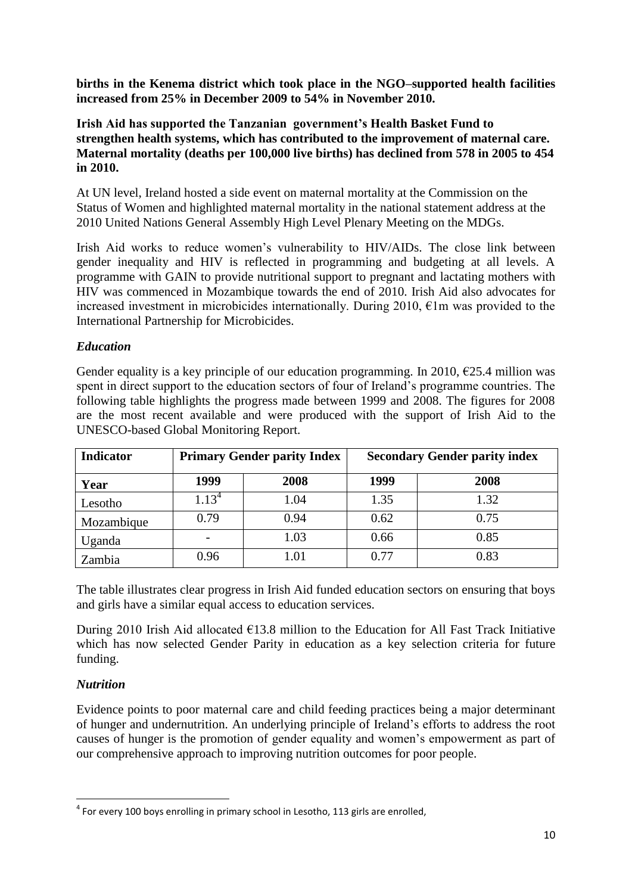**births in the Kenema district which took place in the NGO–supported health facilities increased from 25% in December 2009 to 54% in November 2010.**

**Irish Aid has supported the Tanzanian government's Health Basket Fund to strengthen health systems, which has contributed to the improvement of maternal care. Maternal mortality (deaths per 100,000 live births) has declined from 578 in 2005 to 454 in 2010.**

At UN level, Ireland hosted a side event on maternal mortality at the Commission on the Status of Women and highlighted maternal mortality in the national statement address at the 2010 United Nations General Assembly High Level Plenary Meeting on the MDGs.

Irish Aid works to reduce women's vulnerability to HIV/AIDs. The close link between gender inequality and HIV is reflected in programming and budgeting at all levels. A programme with GAIN to provide nutritional support to pregnant and lactating mothers with HIV was commenced in Mozambique towards the end of 2010. Irish Aid also advocates for increased investment in microbicides internationally. During 2010, €1m was provided to the International Partnership for Microbicides.

### *Education*

Gender equality is a key principle of our education programming. In 2010, €25.4 million was spent in direct support to the education sectors of four of Ireland's programme countries. The following table highlights the progress made between 1999 and 2008. The figures for 2008 are the most recent available and were produced with the support of Irish Aid to the UNESCO-based Global Monitoring Report.

| **Indicator** | **Primary Gender parity Index** | | **Secondary Gender parity index** | |
|---|---|---|---|---|
| **Year** | **1999** | **2008** | **1999** | **2008** |
| Lesotho | 1.13[4] | 1.04 | 1.35 | 1.32 |
| Mozambique | 0.79 | 0.94 | 0.62 | 0.75 |
| Uganda | - | 1.03 | 0.66 | 0.85 |
| Zambia | 0.96 | 1.01 | 0.77 | 0.83 |

The table illustrates clear progress in Irish Aid funded education sectors on ensuring that boys and girls have a similar equal access to education services.

During 2010 Irish Aid allocated €13.8 million to the Education for All Fast Track Initiative which has now selected Gender Parity in education as a key selection criteria for future funding.

### *Nutrition*

Evidence points to poor maternal care and child feeding practices being a major determinant of hunger and undernutrition. An underlying principle of Ireland's efforts to address the root causes of hunger is the promotion of gender equality and women's empowerment as part of our comprehensive approach to improving nutrition outcomes for poor people.

[4] For every 100 boys enrolling in primary school in Lesotho, 113 girls are enrolled,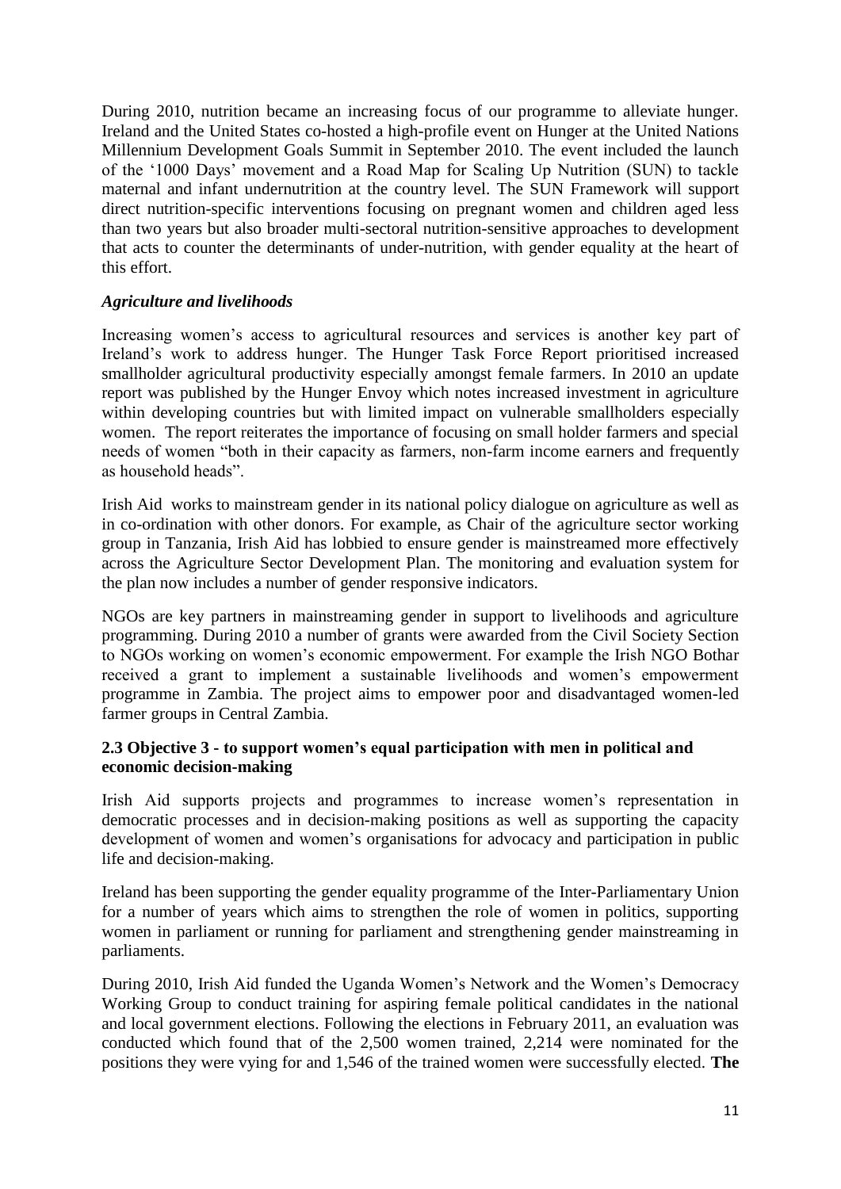During 2010, nutrition became an increasing focus of our programme to alleviate hunger. Ireland and the United States co-hosted a high-profile event on Hunger at the United Nations Millennium Development Goals Summit in September 2010. The event included the launch of the '1000 Days' movement and a Road Map for Scaling Up Nutrition (SUN) to tackle maternal and infant undernutrition at the country level. The SUN Framework will support direct nutrition-specific interventions focusing on pregnant women and children aged less than two years but also broader multi-sectoral nutrition-sensitive approaches to development that acts to counter the determinants of under-nutrition, with gender equality at the heart of this effort.

### *Agriculture and livelihoods*

Increasing women's access to agricultural resources and services is another key part of Ireland's work to address hunger. The Hunger Task Force Report prioritised increased smallholder agricultural productivity especially amongst female farmers. In 2010 an update report was published by the Hunger Envoy which notes increased investment in agriculture within developing countries but with limited impact on vulnerable smallholders especially women. The report reiterates the importance of focusing on small holder farmers and special needs of women "both in their capacity as farmers, non-farm income earners and frequently as household heads".

Irish Aid works to mainstream gender in its national policy dialogue on agriculture as well as in co-ordination with other donors. For example, as Chair of the agriculture sector working group in Tanzania, Irish Aid has lobbied to ensure gender is mainstreamed more effectively across the Agriculture Sector Development Plan. The monitoring and evaluation system for the plan now includes a number of gender responsive indicators.

NGOs are key partners in mainstreaming gender in support to livelihoods and agriculture programming. During 2010 a number of grants were awarded from the Civil Society Section to NGOs working on women's economic empowerment. For example the Irish NGO Bothar received a grant to implement a sustainable livelihoods and women's empowerment programme in Zambia. The project aims to empower poor and disadvantaged women-led farmer groups in Central Zambia.

## 2.3 Objective 3 - to support women's equal participation with men in political and economic decision-making

Irish Aid supports projects and programmes to increase women's representation in democratic processes and in decision-making positions as well as supporting the capacity development of women and women's organisations for advocacy and participation in public life and decision-making.

Ireland has been supporting the gender equality programme of the Inter-Parliamentary Union for a number of years which aims to strengthen the role of women in politics, supporting women in parliament or running for parliament and strengthening gender mainstreaming in parliaments.

During 2010, Irish Aid funded the Uganda Women's Network and the Women's Democracy Working Group to conduct training for aspiring female political candidates in the national and local government elections. Following the elections in February 2011, an evaluation was conducted which found that of the 2,500 women trained, 2,214 were nominated for the positions they were vying for and 1,546 of the trained women were successfully elected. **The**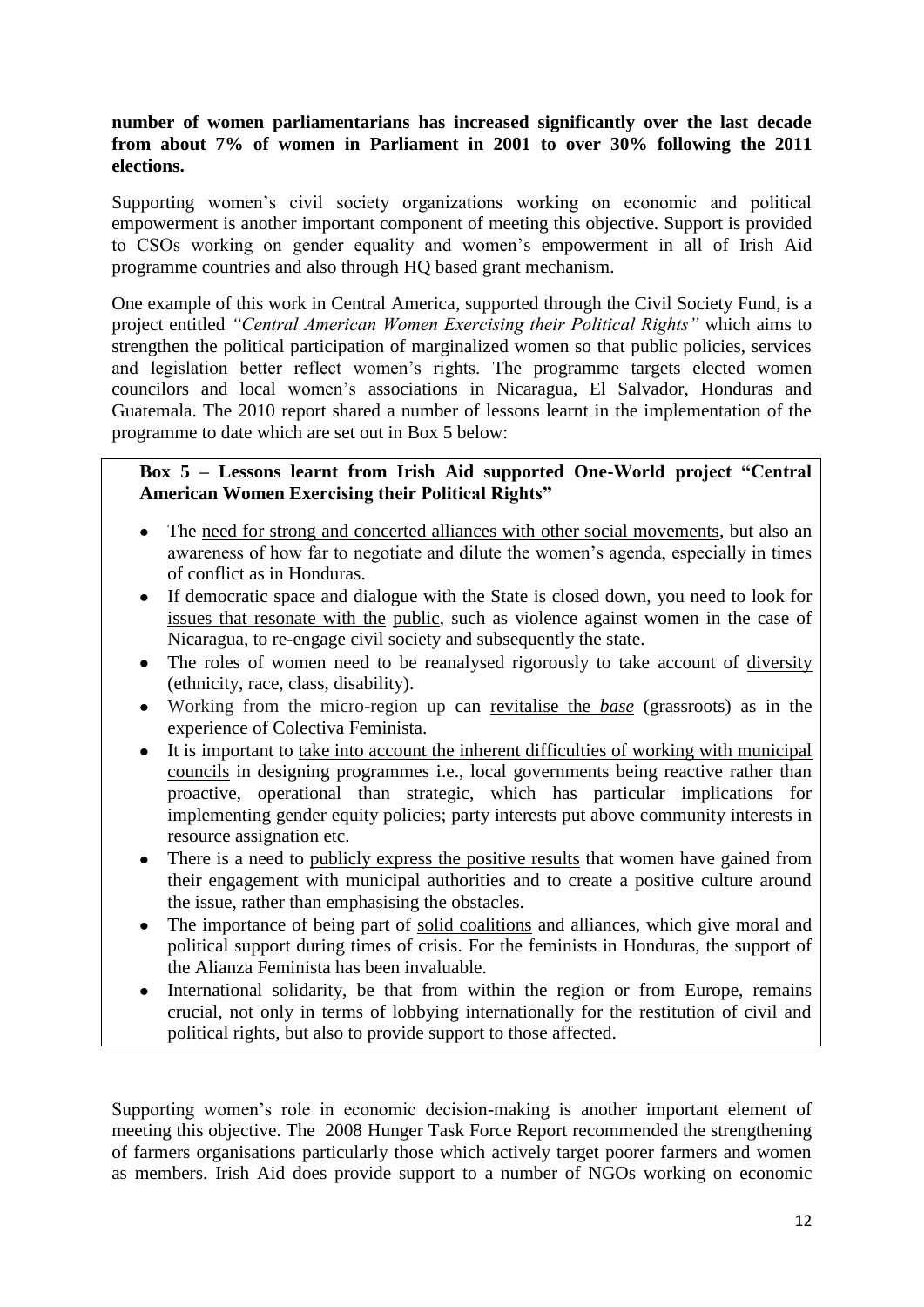**number of women parliamentarians has increased significantly over the last decade from about 7% of women in Parliament in 2001 to over 30% following the 2011 elections.**

Supporting women's civil society organizations working on economic and political empowerment is another important component of meeting this objective. Support is provided to CSOs working on gender equality and women's empowerment in all of Irish Aid programme countries and also through HQ based grant mechanism.

One example of this work in Central America, supported through the Civil Society Fund, is a project entitled *"Central American Women Exercising their Political Rights"* which aims to strengthen the political participation of marginalized women so that public policies, services and legislation better reflect women's rights. The programme targets elected women councilors and local women's associations in Nicaragua, El Salvador, Honduras and Guatemala. The 2010 report shared a number of lessons learnt in the implementation of the programme to date which are set out in Box 5 below:

**Box 5 – Lessons learnt from Irish Aid supported One-World project "Central American Women Exercising their Political Rights"**

- The need for strong and concerted alliances with other social movements, but also an awareness of how far to negotiate and dilute the women's agenda, especially in times of conflict as in Honduras.
- If democratic space and dialogue with the State is closed down, you need to look for issues that resonate with the public, such as violence against women in the case of Nicaragua, to re-engage civil society and subsequently the state.
- The roles of women need to be reanalysed rigorously to take account of diversity (ethnicity, race, class, disability).
- Working from the micro-region up can revitalise the *base* (grassroots) as in the experience of Colectiva Feminista.
- It is important to take into account the inherent difficulties of working with municipal councils in designing programmes i.e., local governments being reactive rather than proactive, operational than strategic, which has particular implications for implementing gender equity policies; party interests put above community interests in resource assignation etc.
- There is a need to publicly express the positive results that women have gained from their engagement with municipal authorities and to create a positive culture around the issue, rather than emphasising the obstacles.
- The importance of being part of solid coalitions and alliances, which give moral and political support during times of crisis. For the feminists in Honduras, the support of the Alianza Feminista has been invaluable.
- International solidarity, be that from within the region or from Europe, remains crucial, not only in terms of lobbying internationally for the restitution of civil and political rights, but also to provide support to those affected.

Supporting women's role in economic decision-making is another important element of meeting this objective. The 2008 Hunger Task Force Report recommended the strengthening of farmers organisations particularly those which actively target poorer farmers and women as members. Irish Aid does provide support to a number of NGOs working on economic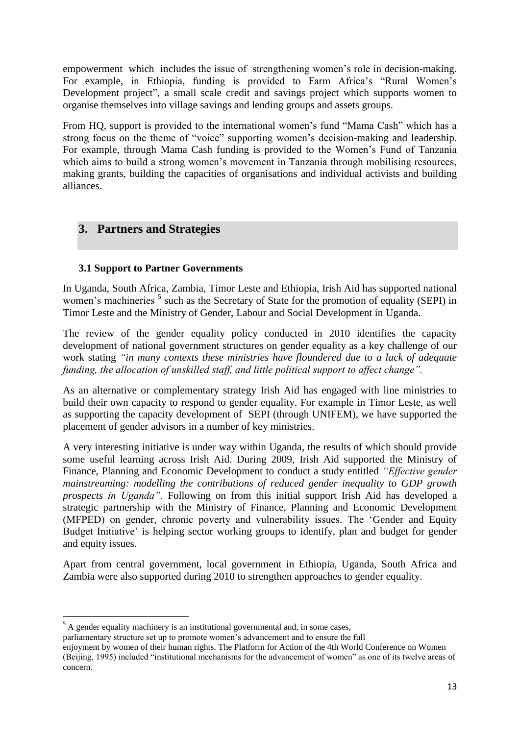empowerment which includes the issue of strengthening women's role in decision-making. For example, in Ethiopia, funding is provided to Farm Africa's "Rural Women's Development project", a small scale credit and savings project which supports women to organise themselves into village savings and lending groups and assets groups.

From HQ, support is provided to the international women's fund "Mama Cash" which has a strong focus on the theme of "voice" supporting women's decision-making and leadership. For example, through Mama Cash funding is provided to the Women's Fund of Tanzania which aims to build a strong women's movement in Tanzania through mobilising resources, making grants, building the capacities of organisations and individual activists and building alliances.

## 3. Partners and Strategies

### 3.1 Support to Partner Governments

In Uganda, South Africa, Zambia, Timor Leste and Ethiopia, Irish Aid has supported national women's machineries [5] such as the Secretary of State for the promotion of equality (SEPI) in Timor Leste and the Ministry of Gender, Labour and Social Development in Uganda.

The review of the gender equality policy conducted in 2010 identifies the capacity development of national government structures on gender equality as a key challenge of our work stating *"in many contexts these ministries have floundered due to a lack of adequate funding, the allocation of unskilled staff, and little political support to affect change".*

As an alternative or complementary strategy Irish Aid has engaged with line ministries to build their own capacity to respond to gender equality. For example in Timor Leste, as well as supporting the capacity development of SEPI (through UNIFEM), we have supported the placement of gender advisors in a number of key ministries.

A very interesting initiative is under way within Uganda, the results of which should provide some useful learning across Irish Aid. During 2009, Irish Aid supported the Ministry of Finance, Planning and Economic Development to conduct a study entitled *"Effective gender mainstreaming: modelling the contributions of reduced gender inequality to GDP growth prospects in Uganda".* Following on from this initial support Irish Aid has developed a strategic partnership with the Ministry of Finance, Planning and Economic Development (MFPED) on gender, chronic poverty and vulnerability issues. The 'Gender and Equity Budget Initiative' is helping sector working groups to identify, plan and budget for gender and equity issues.

Apart from central government, local government in Ethiopia, Uganda, South Africa and Zambia were also supported during 2010 to strengthen approaches to gender equality.

---

[5] A gender equality machinery is an institutional governmental and, in some cases, parliamentary structure set up to promote women's advancement and to ensure the full enjoyment by women of their human rights. The Platform for Action of the 4th World Conference on Women (Beijing, 1995) included "institutional mechanisms for the advancement of women" as one of its twelve areas of concern.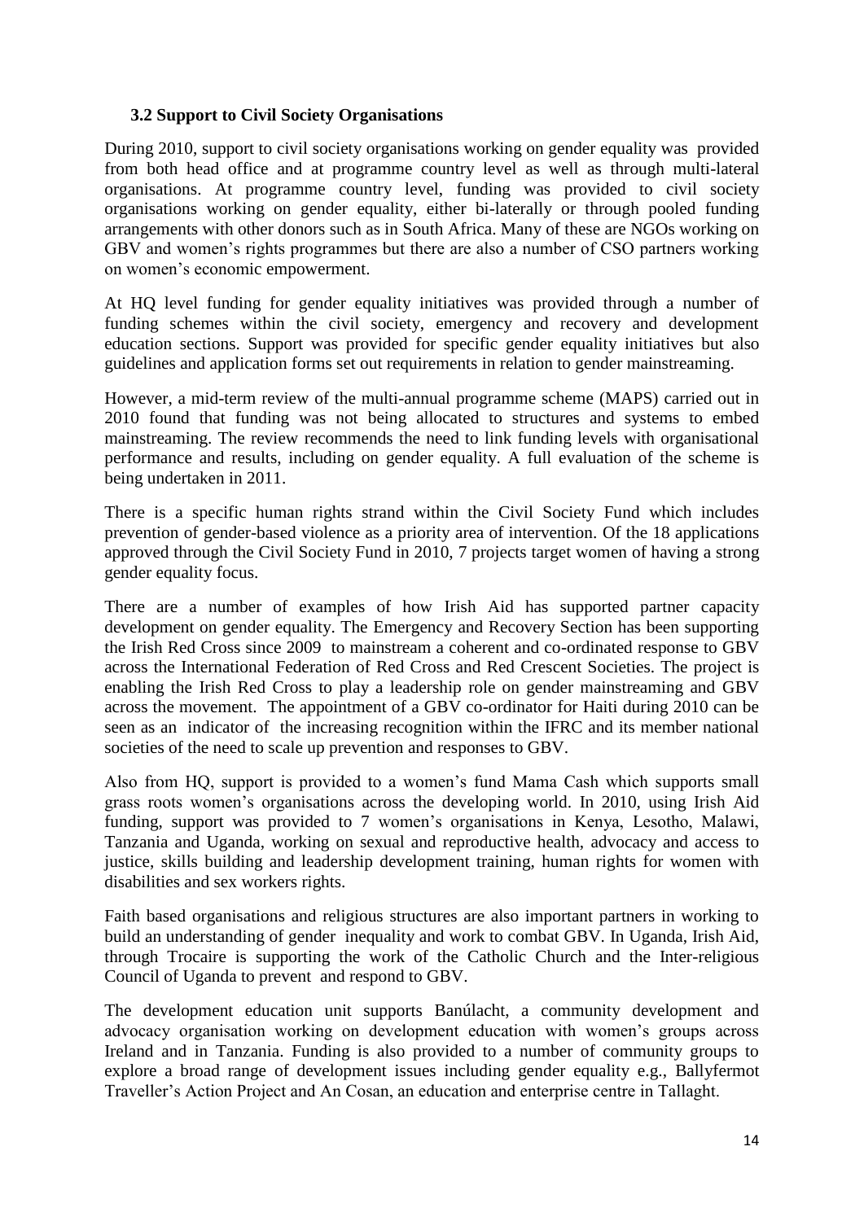### 3.2 Support to Civil Society Organisations

During 2010, support to civil society organisations working on gender equality was provided from both head office and at programme country level as well as through multi-lateral organisations. At programme country level, funding was provided to civil society organisations working on gender equality, either bi-laterally or through pooled funding arrangements with other donors such as in South Africa. Many of these are NGOs working on GBV and women's rights programmes but there are also a number of CSO partners working on women's economic empowerment.

At HQ level funding for gender equality initiatives was provided through a number of funding schemes within the civil society, emergency and recovery and development education sections. Support was provided for specific gender equality initiatives but also guidelines and application forms set out requirements in relation to gender mainstreaming.

However, a mid-term review of the multi-annual programme scheme (MAPS) carried out in 2010 found that funding was not being allocated to structures and systems to embed mainstreaming. The review recommends the need to link funding levels with organisational performance and results, including on gender equality. A full evaluation of the scheme is being undertaken in 2011.

There is a specific human rights strand within the Civil Society Fund which includes prevention of gender-based violence as a priority area of intervention. Of the 18 applications approved through the Civil Society Fund in 2010, 7 projects target women of having a strong gender equality focus.

There are a number of examples of how Irish Aid has supported partner capacity development on gender equality. The Emergency and Recovery Section has been supporting the Irish Red Cross since 2009 to mainstream a coherent and co-ordinated response to GBV across the International Federation of Red Cross and Red Crescent Societies. The project is enabling the Irish Red Cross to play a leadership role on gender mainstreaming and GBV across the movement. The appointment of a GBV co-ordinator for Haiti during 2010 can be seen as an indicator of the increasing recognition within the IFRC and its member national societies of the need to scale up prevention and responses to GBV.

Also from HQ, support is provided to a women's fund Mama Cash which supports small grass roots women's organisations across the developing world. In 2010, using Irish Aid funding, support was provided to 7 women's organisations in Kenya, Lesotho, Malawi, Tanzania and Uganda, working on sexual and reproductive health, advocacy and access to justice, skills building and leadership development training, human rights for women with disabilities and sex workers rights.

Faith based organisations and religious structures are also important partners in working to build an understanding of gender inequality and work to combat GBV. In Uganda, Irish Aid, through Trocaire is supporting the work of the Catholic Church and the Inter-religious Council of Uganda to prevent and respond to GBV.

The development education unit supports Banúlacht, a community development and advocacy organisation working on development education with women's groups across Ireland and in Tanzania. Funding is also provided to a number of community groups to explore a broad range of development issues including gender equality e.g., Ballyfermot Traveller's Action Project and An Cosan, an education and enterprise centre in Tallaght.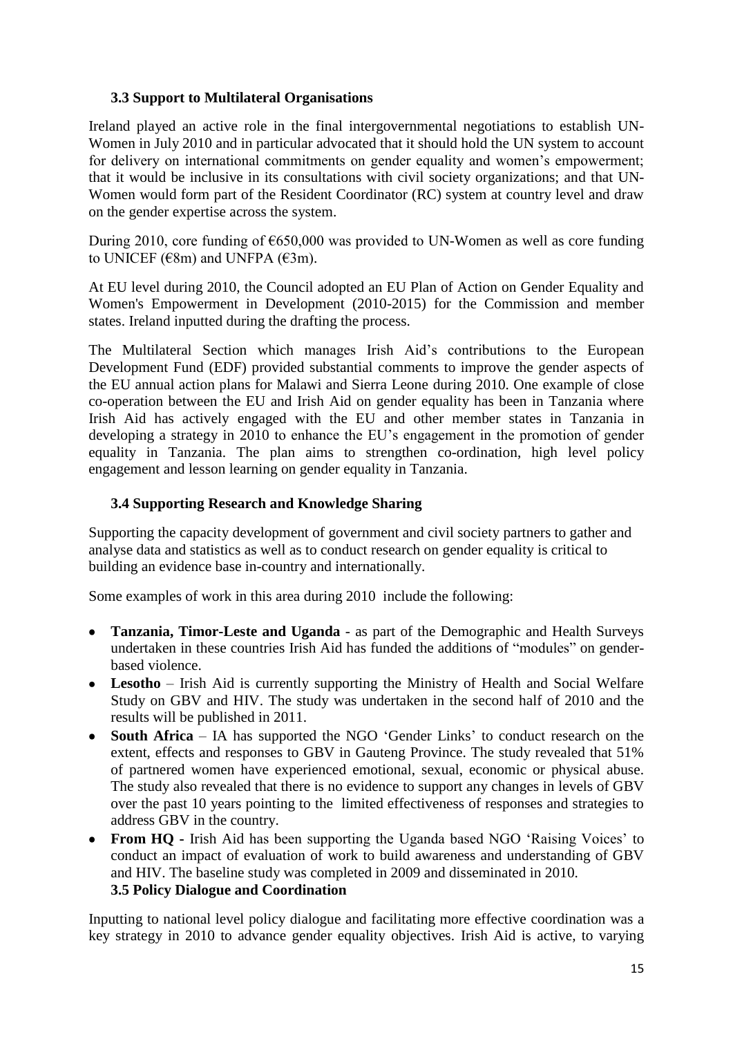### 3.3 Support to Multilateral Organisations

Ireland played an active role in the final intergovernmental negotiations to establish UN-Women in July 2010 and in particular advocated that it should hold the UN system to account for delivery on international commitments on gender equality and women's empowerment; that it would be inclusive in its consultations with civil society organizations; and that UN-Women would form part of the Resident Coordinator (RC) system at country level and draw on the gender expertise across the system.

During 2010, core funding of €650,000 was provided to UN-Women as well as core funding to UNICEF (€8m) and UNFPA (€3m).

At EU level during 2010, the Council adopted an EU Plan of Action on Gender Equality and Women's Empowerment in Development (2010-2015) for the Commission and member states. Ireland inputted during the drafting the process.

The Multilateral Section which manages Irish Aid's contributions to the European Development Fund (EDF) provided substantial comments to improve the gender aspects of the EU annual action plans for Malawi and Sierra Leone during 2010. One example of close co-operation between the EU and Irish Aid on gender equality has been in Tanzania where Irish Aid has actively engaged with the EU and other member states in Tanzania in developing a strategy in 2010 to enhance the EU's engagement in the promotion of gender equality in Tanzania. The plan aims to strengthen co-ordination, high level policy engagement and lesson learning on gender equality in Tanzania.

### 3.4 Supporting Research and Knowledge Sharing

Supporting the capacity development of government and civil society partners to gather and analyse data and statistics as well as to conduct research on gender equality is critical to building an evidence base in-country and internationally.

Some examples of work in this area during 2010 include the following:

- **Tanzania, Timor-Leste and Uganda** - as part of the Demographic and Health Surveys undertaken in these countries Irish Aid has funded the additions of "modules" on gender-based violence.
- **Lesotho** – Irish Aid is currently supporting the Ministry of Health and Social Welfare Study on GBV and HIV. The study was undertaken in the second half of 2010 and the results will be published in 2011.
- **South Africa** – IA has supported the NGO 'Gender Links' to conduct research on the extent, effects and responses to GBV in Gauteng Province. The study revealed that 51% of partnered women have experienced emotional, sexual, economic or physical abuse. The study also revealed that there is no evidence to support any changes in levels of GBV over the past 10 years pointing to the limited effectiveness of responses and strategies to address GBV in the country.
- **From HQ -** Irish Aid has been supporting the Uganda based NGO 'Raising Voices' to conduct an impact of evaluation of work to build awareness and understanding of GBV and HIV. The baseline study was completed in 2009 and disseminated in 2010.

### 3.5 Policy Dialogue and Coordination

Inputting to national level policy dialogue and facilitating more effective coordination was a key strategy in 2010 to advance gender equality objectives. Irish Aid is active, to varying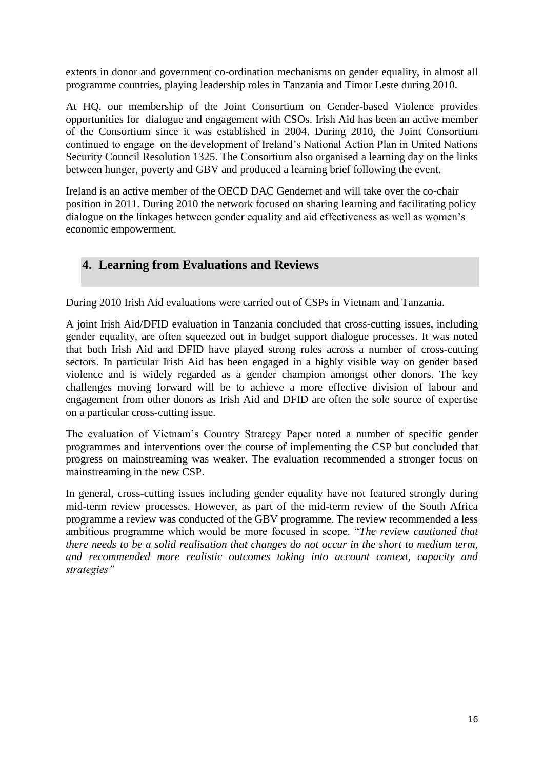extents in donor and government co-ordination mechanisms on gender equality, in almost all programme countries, playing leadership roles in Tanzania and Timor Leste during 2010.

At HQ, our membership of the Joint Consortium on Gender-based Violence provides opportunities for dialogue and engagement with CSOs. Irish Aid has been an active member of the Consortium since it was established in 2004. During 2010, the Joint Consortium continued to engage on the development of Ireland's National Action Plan in United Nations Security Council Resolution 1325. The Consortium also organised a learning day on the links between hunger, poverty and GBV and produced a learning brief following the event.

Ireland is an active member of the OECD DAC Gendernet and will take over the co-chair position in 2011. During 2010 the network focused on sharing learning and facilitating policy dialogue on the linkages between gender equality and aid effectiveness as well as women's economic empowerment.

## 4. Learning from Evaluations and Reviews

During 2010 Irish Aid evaluations were carried out of CSPs in Vietnam and Tanzania.

A joint Irish Aid/DFID evaluation in Tanzania concluded that cross-cutting issues, including gender equality, are often squeezed out in budget support dialogue processes. It was noted that both Irish Aid and DFID have played strong roles across a number of cross-cutting sectors. In particular Irish Aid has been engaged in a highly visible way on gender based violence and is widely regarded as a gender champion amongst other donors. The key challenges moving forward will be to achieve a more effective division of labour and engagement from other donors as Irish Aid and DFID are often the sole source of expertise on a particular cross-cutting issue.

The evaluation of Vietnam's Country Strategy Paper noted a number of specific gender programmes and interventions over the course of implementing the CSP but concluded that progress on mainstreaming was weaker. The evaluation recommended a stronger focus on mainstreaming in the new CSP.

In general, cross-cutting issues including gender equality have not featured strongly during mid-term review processes. However, as part of the mid-term review of the South Africa programme a review was conducted of the GBV programme. The review recommended a less ambitious programme which would be more focused in scope. "*The review cautioned that there needs to be a solid realisation that changes do not occur in the short to medium term, and recommended more realistic outcomes taking into account context, capacity and strategies"*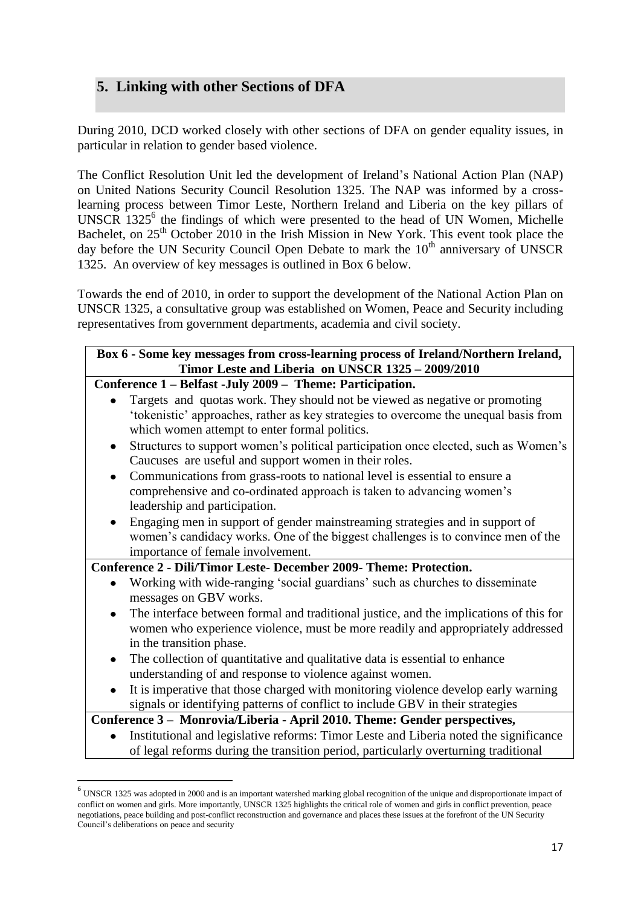## 5. Linking with other Sections of DFA

During 2010, DCD worked closely with other sections of DFA on gender equality issues, in particular in relation to gender based violence.

The Conflict Resolution Unit led the development of Ireland's National Action Plan (NAP) on United Nations Security Council Resolution 1325. The NAP was informed by a cross-learning process between Timor Leste, Northern Ireland and Liberia on the key pillars of UNSCR 1325[6] the findings of which were presented to the head of UN Women, Michelle Bachelet, on 25th October 2010 in the Irish Mission in New York. This event took place the day before the UN Security Council Open Debate to mark the 10th anniversary of UNSCR 1325. An overview of key messages is outlined in Box 6 below.

Towards the end of 2010, in order to support the development of the National Action Plan on UNSCR 1325, a consultative group was established on Women, Peace and Security including representatives from government departments, academia and civil society.

**Box 6 - Some key messages from cross-learning process of Ireland/Northern Ireland, Timor Leste and Liberia on UNSCR 1325 – 2009/2010**

**Conference 1 – Belfast -July 2009 – Theme: Participation.**

- Targets and quotas work. They should not be viewed as negative or promoting 'tokenistic' approaches, rather as key strategies to overcome the unequal basis from which women attempt to enter formal politics.
- Structures to support women's political participation once elected, such as Women's Caucuses are useful and support women in their roles.
- Communications from grass-roots to national level is essential to ensure a comprehensive and co-ordinated approach is taken to advancing women's leadership and participation.
- Engaging men in support of gender mainstreaming strategies and in support of women's candidacy works. One of the biggest challenges is to convince men of the importance of female involvement.

**Conference 2 - Dili/Timor Leste- December 2009- Theme: Protection.**

- Working with wide-ranging 'social guardians' such as churches to disseminate messages on GBV works.
- The interface between formal and traditional justice, and the implications of this for women who experience violence, must be more readily and appropriately addressed in the transition phase.
- The collection of quantitative and qualitative data is essential to enhance understanding of and response to violence against women.
- It is imperative that those charged with monitoring violence develop early warning signals or identifying patterns of conflict to include GBV in their strategies

**Conference 3 – Monrovia/Liberia - April 2010. Theme: Gender perspectives,**

- Institutional and legislative reforms: Timor Leste and Liberia noted the significance of legal reforms during the transition period, particularly overturning traditional

[6] UNSCR 1325 was adopted in 2000 and is an important watershed marking global recognition of the unique and disproportionate impact of conflict on women and girls. More importantly, UNSCR 1325 highlights the critical role of women and girls in conflict prevention, peace negotiations, peace building and post-conflict reconstruction and governance and places these issues at the forefront of the UN Security Council's deliberations on peace and security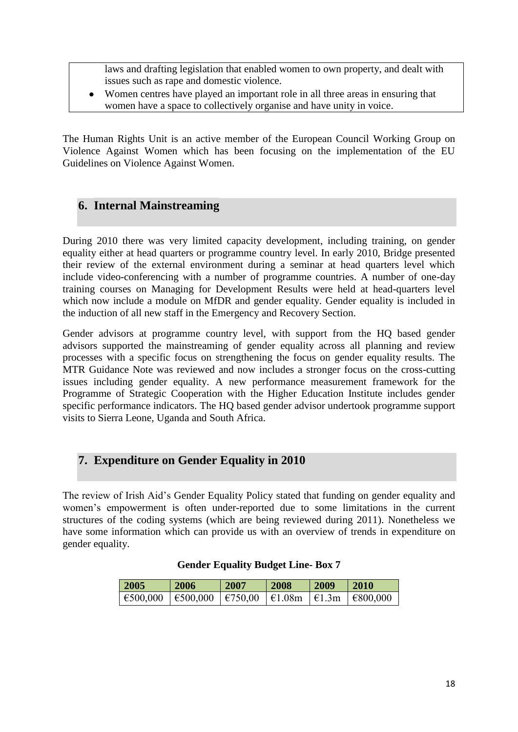laws and drafting legislation that enabled women to own property, and dealt with issues such as rape and domestic violence.

- Women centres have played an important role in all three areas in ensuring that women have a space to collectively organise and have unity in voice.

The Human Rights Unit is an active member of the European Council Working Group on Violence Against Women which has been focusing on the implementation of the EU Guidelines on Violence Against Women.

## 6. Internal Mainstreaming

During 2010 there was very limited capacity development, including training, on gender equality either at head quarters or programme country level. In early 2010, Bridge presented their review of the external environment during a seminar at head quarters level which include video-conferencing with a number of programme countries. A number of one-day training courses on Managing for Development Results were held at head-quarters level which now include a module on MfDR and gender equality. Gender equality is included in the induction of all new staff in the Emergency and Recovery Section.

Gender advisors at programme country level, with support from the HQ based gender advisors supported the mainstreaming of gender equality across all planning and review processes with a specific focus on strengthening the focus on gender equality results. The MTR Guidance Note was reviewed and now includes a stronger focus on the cross-cutting issues including gender equality. A new performance measurement framework for the Programme of Strategic Cooperation with the Higher Education Institute includes gender specific performance indicators. The HQ based gender advisor undertook programme support visits to Sierra Leone, Uganda and South Africa.

## 7. Expenditure on Gender Equality in 2010

The review of Irish Aid's Gender Equality Policy stated that funding on gender equality and women's empowerment is often under-reported due to some limitations in the current structures of the coding systems (which are being reviewed during 2011). Nonetheless we have some information which can provide us with an overview of trends in expenditure on gender equality.

**Gender Equality Budget Line- Box 7**

| 2005 | 2006 | 2007 | 2008 | 2009 | 2010 |
|---|---|---|---|---|---|
| €500,000 | €500,000 | €750,00 | €1.08m | €1.3m | €800,000 |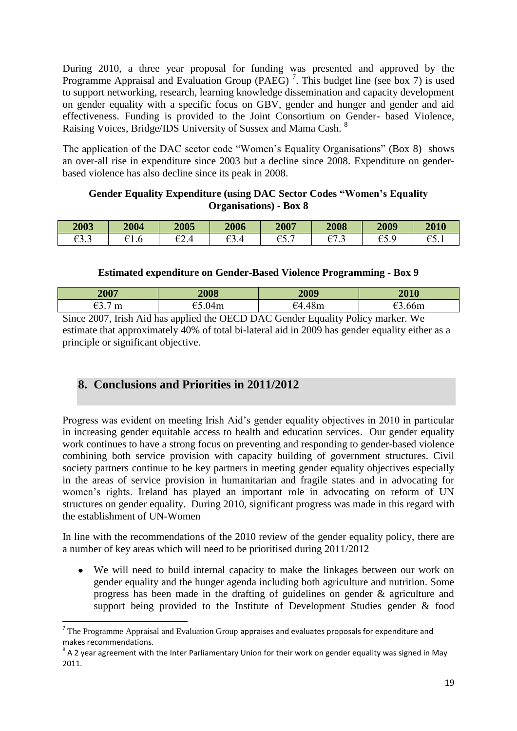During 2010, a three year proposal for funding was presented and approved by the Programme Appraisal and Evaluation Group (PAEG) [7]. This budget line (see box 7) is used to support networking, research, learning knowledge dissemination and capacity development on gender equality with a specific focus on GBV, gender and hunger and gender and aid effectiveness. Funding is provided to the Joint Consortium on Gender- based Violence, Raising Voices, Bridge/IDS University of Sussex and Mama Cash. [8]

The application of the DAC sector code "Women's Equality Organisations" (Box 8) shows an over-all rise in expenditure since 2003 but a decline since 2008. Expenditure on gender-based violence has also decline since its peak in 2008.

**Gender Equality Expenditure (using DAC Sector Codes "Women's Equality Organisations) - Box 8**

| 2003 | 2004 | 2005 | 2006 | 2007 | 2008 | 2009 | 2010 |
|---|---|---|---|---|---|---|---|
| €3.3 | €1.6 | €2.4 | €3.4 | €5.7 | €7.3 | €5.9 | €5.1 |

**Estimated expenditure on Gender-Based Violence Programming - Box 9**

| 2007 | 2008 | 2009 | 2010 |
|---|---|---|---|
| €3.7 m | €5.04m | €4.48m | €3.66m |

Since 2007, Irish Aid has applied the OECD DAC Gender Equality Policy marker. We estimate that approximately 40% of total bi-lateral aid in 2009 has gender equality either as a principle or significant objective.

## 8. Conclusions and Priorities in 2011/2012

Progress was evident on meeting Irish Aid's gender equality objectives in 2010 in particular in increasing gender equitable access to health and education services. Our gender equality work continues to have a strong focus on preventing and responding to gender-based violence combining both service provision with capacity building of government structures. Civil society partners continue to be key partners in meeting gender equality objectives especially in the areas of service provision in humanitarian and fragile states and in advocating for women's rights. Ireland has played an important role in advocating on reform of UN structures on gender equality. During 2010, significant progress was made in this regard with the establishment of UN-Women

In line with the recommendations of the 2010 review of the gender equality policy, there are a number of key areas which will need to be prioritised during 2011/2012

- We will need to build internal capacity to make the linkages between our work on gender equality and the hunger agenda including both agriculture and nutrition. Some progress has been made in the drafting of guidelines on gender & agriculture and support being provided to the Institute of Development Studies gender & food

[7] The Programme Appraisal and Evaluation Group appraises and evaluates proposals for expenditure and makes recommendations.

[8] A 2 year agreement with the Inter Parliamentary Union for their work on gender equality was signed in May 2011.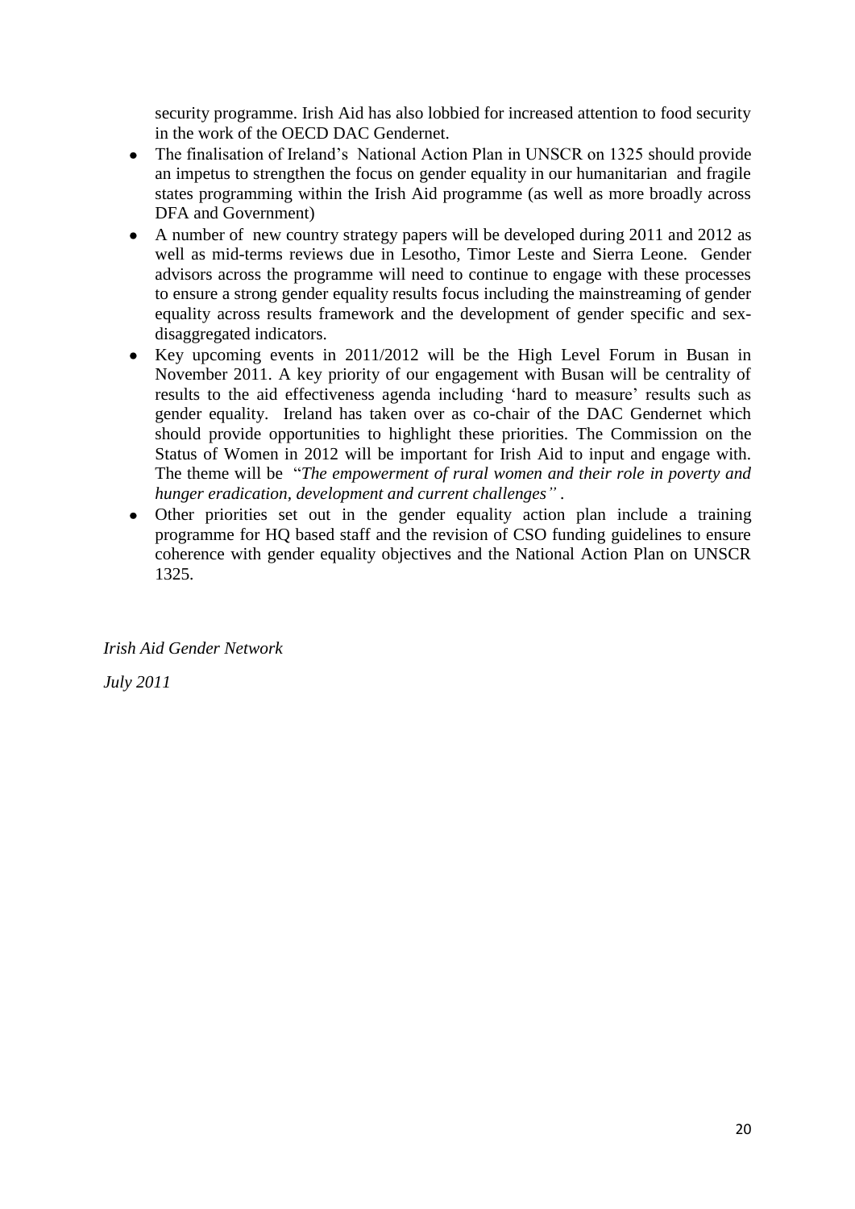security programme. Irish Aid has also lobbied for increased attention to food security in the work of the OECD DAC Gendernet.

- The finalisation of Ireland's National Action Plan in UNSCR on 1325 should provide an impetus to strengthen the focus on gender equality in our humanitarian and fragile states programming within the Irish Aid programme (as well as more broadly across DFA and Government)
- A number of new country strategy papers will be developed during 2011 and 2012 as well as mid-terms reviews due in Lesotho, Timor Leste and Sierra Leone. Gender advisors across the programme will need to continue to engage with these processes to ensure a strong gender equality results focus including the mainstreaming of gender equality across results framework and the development of gender specific and sex-disaggregated indicators.
- Key upcoming events in 2011/2012 will be the High Level Forum in Busan in November 2011. A key priority of our engagement with Busan will be centrality of results to the aid effectiveness agenda including 'hard to measure' results such as gender equality. Ireland has taken over as co-chair of the DAC Gendernet which should provide opportunities to highlight these priorities. The Commission on the Status of Women in 2012 will be important for Irish Aid to input and engage with. The theme will be "*The empowerment of rural women and their role in poverty and hunger eradication, development and current challenges"* .
- Other priorities set out in the gender equality action plan include a training programme for HQ based staff and the revision of CSO funding guidelines to ensure coherence with gender equality objectives and the National Action Plan on UNSCR 1325.

*Irish Aid Gender Network*

*July 2011*